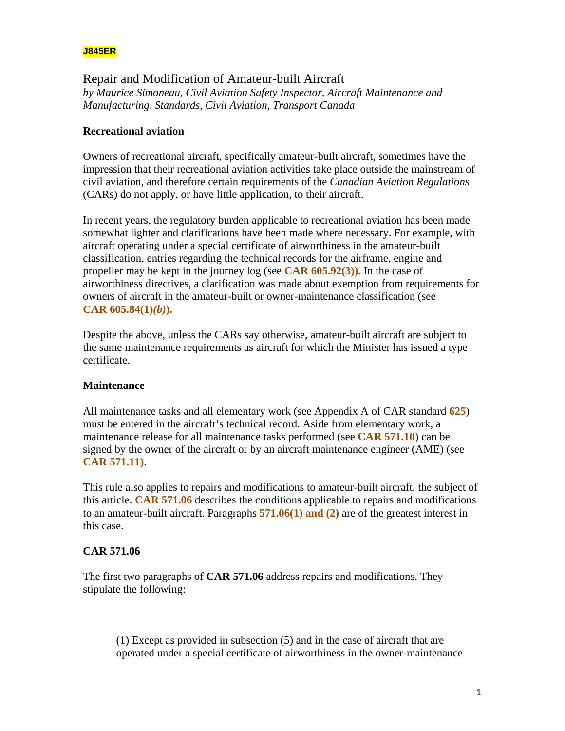J845ER

# Repair and Modification of Amateur-built Aircraft

*by Maurice Simoneau, Civil Aviation Safety Inspector, Aircraft Maintenance and Manufacturing, Standards, Civil Aviation, Transport Canada*

**Recreational aviation**

Owners of recreational aircraft, specifically amateur-built aircraft, sometimes have the impression that their recreational aviation activities take place outside the mainstream of civil aviation, and therefore certain requirements of the *Canadian Aviation Regulations* (CARs) do not apply, or have little application, to their aircraft.

In recent years, the regulatory burden applicable to recreational aviation has been made somewhat lighter and clarifications have been made where necessary. For example, with aircraft operating under a special certificate of airworthiness in the amateur-built classification, entries regarding the technical records for the airframe, engine and propeller may be kept in the journey log (see **CAR 605.92(3)).** In the case of airworthiness directives, a clarification was made about exemption from requirements for owners of aircraft in the amateur-built or owner-maintenance classification (see **CAR 605.84(1)*(b)*).**

Despite the above, unless the CARs say otherwise, amateur-built aircraft are subject to the same maintenance requirements as aircraft for which the Minister has issued a type certificate.

**Maintenance**

All maintenance tasks and all elementary work (see Appendix A of CAR standard **625**) must be entered in the aircraft's technical record. Aside from elementary work, a maintenance release for all maintenance tasks performed (see **CAR 571.10**) can be signed by the owner of the aircraft or by an aircraft maintenance engineer (AME) (see **CAR 571.11)**.

This rule also applies to repairs and modifications to amateur-built aircraft, the subject of this article. **CAR 571.06** describes the conditions applicable to repairs and modifications to an amateur-built aircraft. Paragraphs **571.06(1) and (2)** are of the greatest interest in this case.

**CAR 571.06**

The first two paragraphs of **CAR 571.06** address repairs and modifications. They stipulate the following:

> (1) Except as provided in subsection (5) and in the case of aircraft that are operated under a special certificate of airworthiness in the owner-maintenance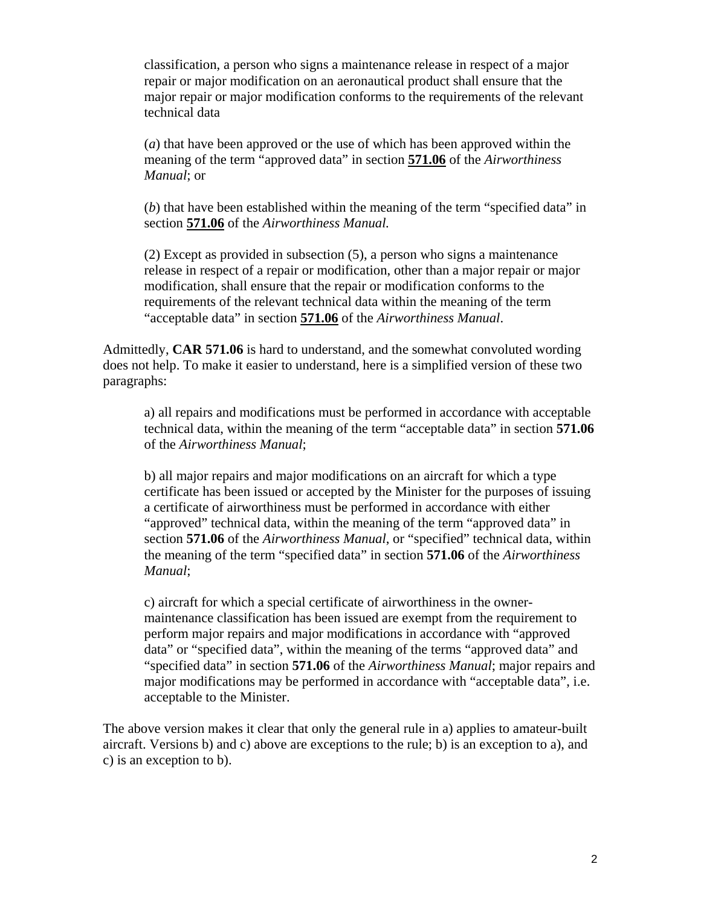classification, a person who signs a maintenance release in respect of a major repair or major modification on an aeronautical product shall ensure that the major repair or major modification conforms to the requirements of the relevant technical data

> (*a*) that have been approved or the use of which has been approved within the meaning of the term "approved data" in section **571.06** of the *Airworthiness Manual*; or
>
> (*b*) that have been established within the meaning of the term "specified data" in section **571.06** of the *Airworthiness Manual.*
>
> (2) Except as provided in subsection (5), a person who signs a maintenance release in respect of a repair or modification, other than a major repair or major modification, shall ensure that the repair or modification conforms to the requirements of the relevant technical data within the meaning of the term "acceptable data" in section **571.06** of the *Airworthiness Manual*.

Admittedly, **CAR 571.06** is hard to understand, and the somewhat convoluted wording does not help. To make it easier to understand, here is a simplified version of these two paragraphs:

> a) all repairs and modifications must be performed in accordance with acceptable technical data, within the meaning of the term "acceptable data" in section **571.06** of the *Airworthiness Manual*;
>
> b) all major repairs and major modifications on an aircraft for which a type certificate has been issued or accepted by the Minister for the purposes of issuing a certificate of airworthiness must be performed in accordance with either "approved" technical data, within the meaning of the term "approved data" in section **571.06** of the *Airworthiness Manual*, or "specified" technical data, within the meaning of the term "specified data" in section **571.06** of the *Airworthiness Manual*;
>
> c) aircraft for which a special certificate of airworthiness in the owner-maintenance classification has been issued are exempt from the requirement to perform major repairs and major modifications in accordance with "approved data" or "specified data", within the meaning of the terms "approved data" and "specified data" in section **571.06** of the *Airworthiness Manual*; major repairs and major modifications may be performed in accordance with "acceptable data", i.e. acceptable to the Minister.

The above version makes it clear that only the general rule in a) applies to amateur-built aircraft. Versions b) and c) above are exceptions to the rule; b) is an exception to a), and c) is an exception to b).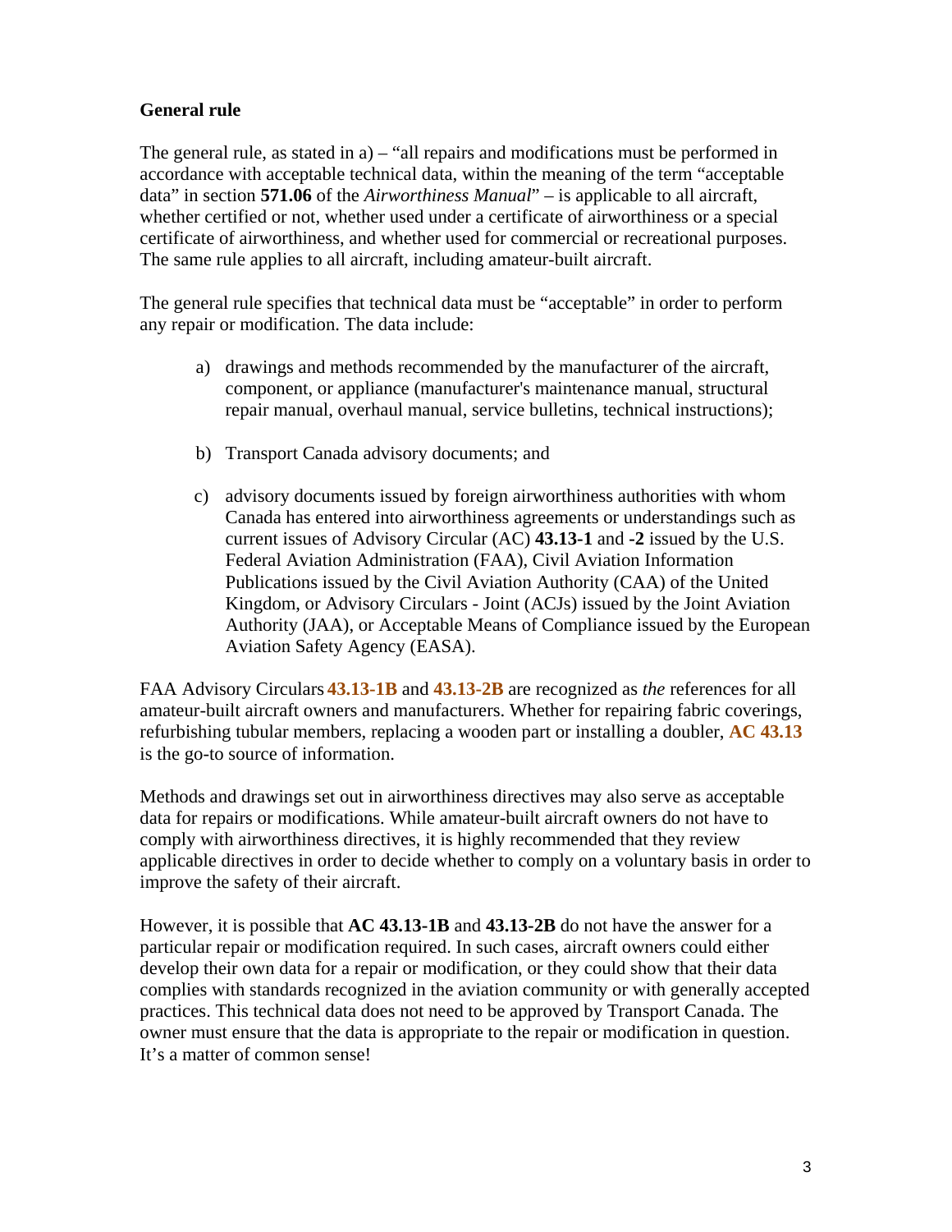### General rule

The general rule, as stated in a) – “all repairs and modifications must be performed in accordance with acceptable technical data, within the meaning of the term “acceptable data” in section **571.06** of the *Airworthiness Manual*” – is applicable to all aircraft, whether certified or not, whether used under a certificate of airworthiness or a special certificate of airworthiness, and whether used for commercial or recreational purposes. The same rule applies to all aircraft, including amateur-built aircraft.

The general rule specifies that technical data must be “acceptable” in order to perform any repair or modification. The data include:

a) drawings and methods recommended by the manufacturer of the aircraft, component, or appliance (manufacturer's maintenance manual, structural repair manual, overhaul manual, service bulletins, technical instructions);

b) Transport Canada advisory documents; and

c) advisory documents issued by foreign airworthiness authorities with whom Canada has entered into airworthiness agreements or understandings such as current issues of Advisory Circular (AC) **43.13-1** and **-2** issued by the U.S. Federal Aviation Administration (FAA), Civil Aviation Information Publications issued by the Civil Aviation Authority (CAA) of the United Kingdom, or Advisory Circulars - Joint (ACJs) issued by the Joint Aviation Authority (JAA), or Acceptable Means of Compliance issued by the European Aviation Safety Agency (EASA).

FAA Advisory Circulars **43.13-1B** and **43.13-2B** are recognized as *the* references for all amateur-built aircraft owners and manufacturers. Whether for repairing fabric coverings, refurbishing tubular members, replacing a wooden part or installing a doubler, **AC 43.13** is the go-to source of information.

Methods and drawings set out in airworthiness directives may also serve as acceptable data for repairs or modifications. While amateur-built aircraft owners do not have to comply with airworthiness directives, it is highly recommended that they review applicable directives in order to decide whether to comply on a voluntary basis in order to improve the safety of their aircraft.

However, it is possible that **AC 43.13-1B** and **43.13-2B** do not have the answer for a particular repair or modification required. In such cases, aircraft owners could either develop their own data for a repair or modification, or they could show that their data complies with standards recognized in the aviation community or with generally accepted practices. This technical data does not need to be approved by Transport Canada. The owner must ensure that the data is appropriate to the repair or modification in question. It’s a matter of common sense!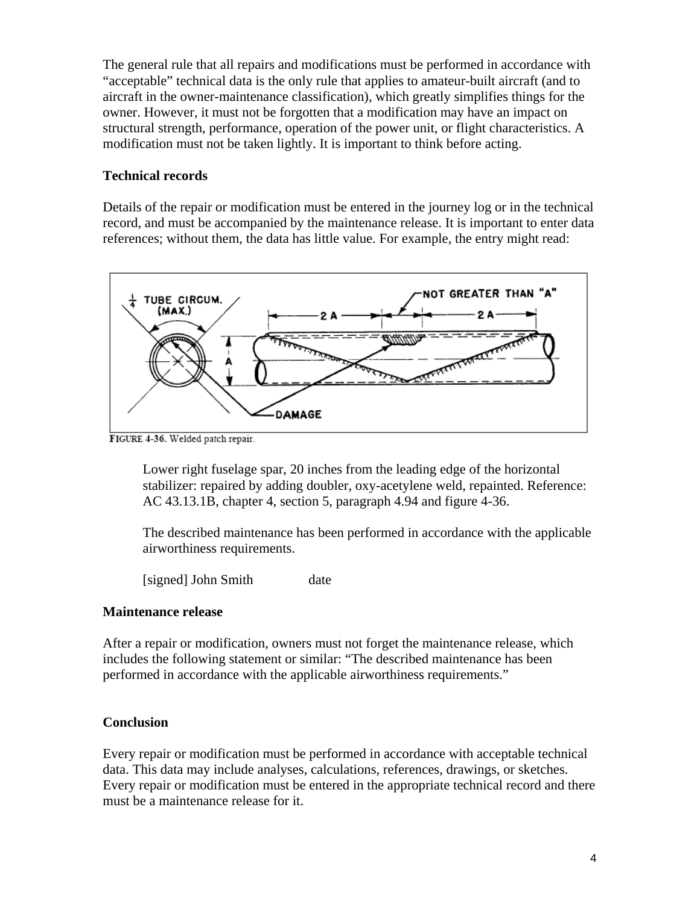The general rule that all repairs and modifications must be performed in accordance with "acceptable" technical data is the only rule that applies to amateur-built aircraft (and to aircraft in the owner-maintenance classification), which greatly simplifies things for the owner. However, it must not be forgotten that a modification may have an impact on structural strength, performance, operation of the power unit, or flight characteristics. A modification must not be taken lightly. It is important to think before acting.

**Technical records**

Details of the repair or modification must be entered in the journey log or in the technical record, and must be accompanied by the maintenance release. It is important to enter data references; without them, the data has little value. For example, the entry might read:

¼ TUBE CIRCUM. (MAX.)

NOT GREATER THAN "A"

2 A

2 A

A

DAMAGE

FIGURE 4-36. Welded patch repair.

> Lower right fuselage spar, 20 inches from the leading edge of the horizontal stabilizer: repaired by adding doubler, oxy-acetylene weld, repainted. Reference: AC 43.13.1B, chapter 4, section 5, paragraph 4.94 and figure 4-36.
>
> The described maintenance has been performed in accordance with the applicable airworthiness requirements.
>
> [signed] John Smith date

**Maintenance release**

After a repair or modification, owners must not forget the maintenance release, which includes the following statement or similar: "The described maintenance has been performed in accordance with the applicable airworthiness requirements."

**Conclusion**

Every repair or modification must be performed in accordance with acceptable technical data. This data may include analyses, calculations, references, drawings, or sketches. Every repair or modification must be entered in the appropriate technical record and there must be a maintenance release for it.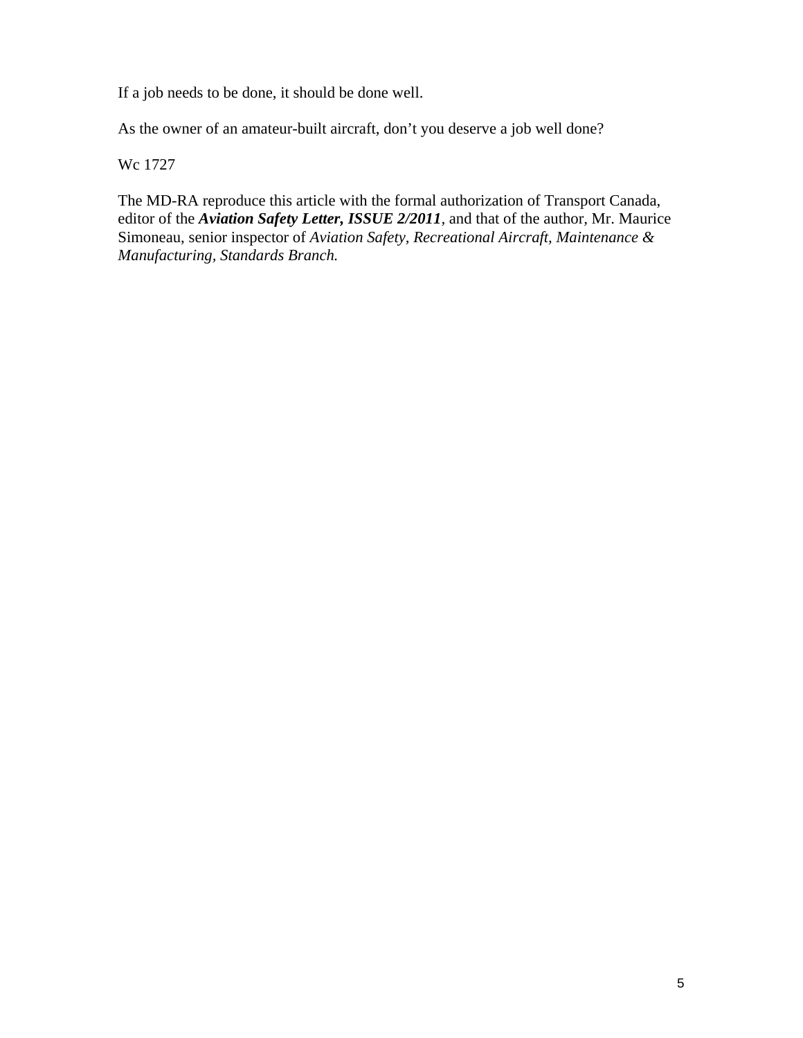If a job needs to be done, it should be done well.

As the owner of an amateur-built aircraft, don't you deserve a job well done?

Wc 1727

The MD-RA reproduce this article with the formal authorization of Transport Canada, editor of the ***Aviation Safety Letter, ISSUE 2/2011***, and that of the author, Mr. Maurice Simoneau, senior inspector of *Aviation Safety, Recreational Aircraft, Maintenance & Manufacturing, Standards Branch.*